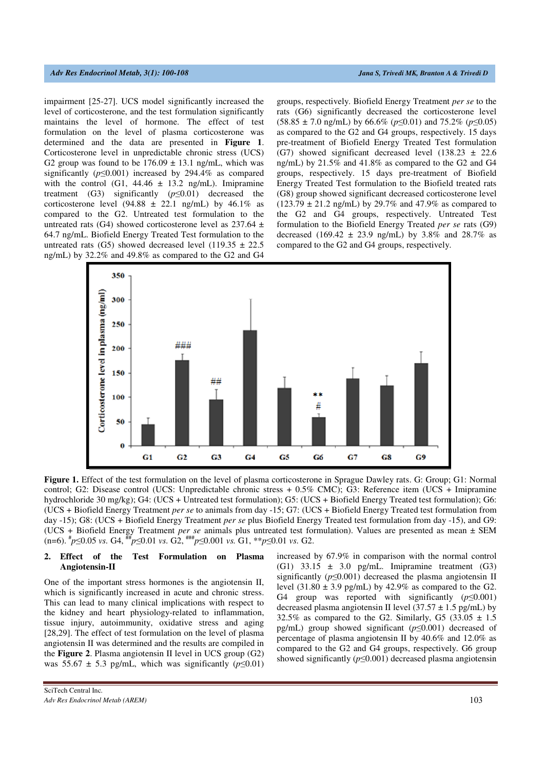impairment [25-27]. UCS model significantly increased the level of corticosterone, and the test formulation significantly maintains the level of hormone. The effect of test formulation on the level of plasma corticosterone was determined and the data are presented in **Figure 1**. Corticosterone level in unpredictable chronic stress (UCS) G2 group was found to be 176.09 ± 13.1 ng/mL, which was significantly ($p \leq 0.001$) increased by 294.4% as compared with the control (G1, 44.46 ± 13.2 ng/mL). Imipramine treatment (G3) significantly ($p \leq 0.01$) decreased the corticosterone level (94.88 ± 22.1 ng/mL) by 46.1% as compared to the G2. Untreated test formulation to the untreated rats (G4) showed corticosterone level as 237.64 ± 64.7 ng/mL. Biofield Energy Treated Test formulation to the untreated rats (G5) showed decreased level (119.35 ± 22.5 ng/mL) by 32.2% and 49.8% as compared to the G2 and G4 groups, respectively. Biofield Energy Treatment *per se* to the rats (G6) significantly decreased the corticosterone level (58.85 ± 7.0 ng/mL) by 66.6% ($p \leq 0.01$) and 75.2% ($p \leq 0.05$) as compared to the G2 and G4 groups, respectively. 15 days pre-treatment of Biofield Energy Treated Test formulation (G7) showed significant decreased level (138.23 ± 22.6 ng/mL) by 21.5% and 41.8% as compared to the G2 and G4 groups, respectively. 15 days pre-treatment of Biofield Energy Treated Test formulation to the Biofield treated rats (G8) group showed significant decreased corticosterone level (123.79 ± 21.2 ng/mL) by 29.7% and 47.9% as compared to the G2 and G4 groups, respectively. Untreated Test formulation to the Biofield Energy Treated *per se* rats (G9) decreased (169.42 ± 23.9 ng/mL) by 3.8% and 28.7% as compared to the G2 and G4 groups, respectively.

**Figure 1.** Effect of the test formulation on the level of plasma corticosterone in Sprague Dawley rats. G: Group; G1: Normal control; G2: Disease control (UCS: Unpredictable chronic stress + 0.5% CMC); G3: Reference item (UCS + Imipramine hydrochloride 30 mg/kg); G4: (UCS + Untreated test formulation); G5: (UCS + Biofield Energy Treated test formulation); G6: (UCS + Biofield Energy Treatment *per se* to animals from day -15; G7: (UCS + Biofield Energy Treated test formulation from day -15); G8: (UCS + Biofield Energy Treatment *per se* plus Biofield Energy Treated test formulation from day -15), and G9: (UCS + Biofield Energy Treatment *per se* animals plus untreated test formulation). Values are presented as mean ± SEM (n=6). $^{\#}p \leq 0.05$ *vs.* G4, $^{\#\#}p \leq 0.01$ *vs.* G2, $^{\#\#\#}p \leq 0.001$ *vs.* G1, $^{**}p \leq 0.01$ *vs.* G2.

## 2. Effect of the Test Formulation on Plasma Angiotensin-II

One of the important stress hormones is the angiotensin II, which is significantly increased in acute and chronic stress. This can lead to many clinical implications with respect to the kidney and heart physiology-related to inflammation, tissue injury, autoimmunity, oxidative stress and aging [28,29]. The effect of test formulation on the level of plasma angiotensin II was determined and the results are compiled in the **Figure 2**. Plasma angiotensin II level in UCS group (G2) was 55.67 ± 5.3 pg/mL, which was significantly ($p \leq 0.01$) increased by 67.9% in comparison with the normal control (G1) 33.15 ± 3.0 pg/mL. Imipramine treatment (G3) significantly ($p \leq 0.001$) decreased the plasma angiotensin II level (31.80 ± 3.9 pg/mL) by 42.9% as compared to the G2. G4 group was reported with significantly ($p \leq 0.001$) decreased plasma angiotensin II level (37.57 ± 1.5 pg/mL) by 32.5% as compared to the G2. Similarly, G5 (33.05 ± 1.5 pg/mL) group showed significant ($p \leq 0.001$) decreased of percentage of plasma angiotensin II by 40.6% and 12.0% as compared to the G2 and G4 groups, respectively. G6 group showed significantly ($p \leq 0.001$) decreased plasma angiotensin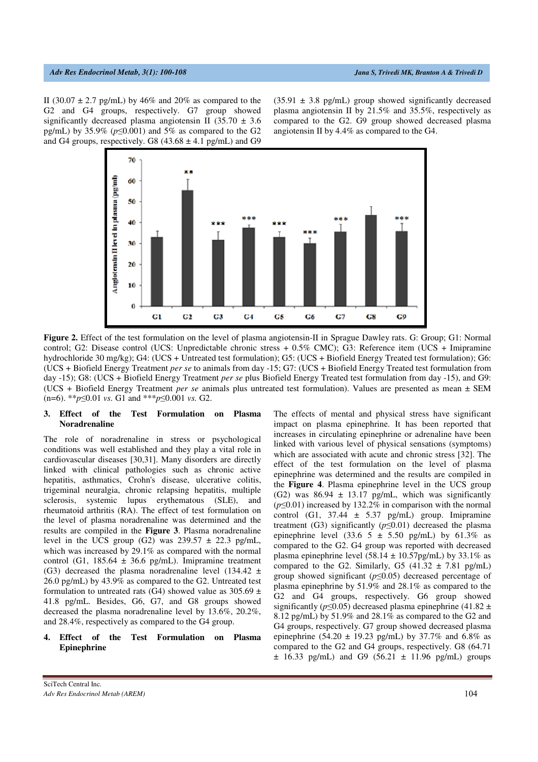II (30.07 ± 2.7 pg/mL) by 46% and 20% as compared to the G2 and G4 groups, respectively. G7 group showed significantly decreased plasma angiotensin II (35.70 ± 3.6 pg/mL) by 35.9% ($p \leq 0.001$) and 5% as compared to the G2 and G4 groups, respectively. G8 (43.68 ± 4.1 pg/mL) and G9 (35.91 ± 3.8 pg/mL) group showed significantly decreased plasma angiotensin II by 21.5% and 35.5%, respectively as compared to the G2. G9 group showed decreased plasma angiotensin II by 4.4% as compared to the G4.

**Figure 2.** Effect of the test formulation on the level of plasma angiotensin-II in Sprague Dawley rats. G: Group; G1: Normal control; G2: Disease control (UCS: Unpredictable chronic stress + 0.5% CMC); G3: Reference item (UCS + Imipramine hydrochloride 30 mg/kg); G4: (UCS + Untreated test formulation); G5: (UCS + Biofield Energy Treated test formulation); G6: (UCS + Biofield Energy Treatment *per se* to animals from day -15; G7: (UCS + Biofield Energy Treated test formulation from day -15); G8: (UCS + Biofield Energy Treatment *per se* plus Biofield Energy Treated test formulation from day -15), and G9: (UCS + Biofield Energy Treatment *per se* animals plus untreated test formulation). Values are presented as mean ± SEM (n=6). **$p \leq 0.01$ *vs.* G1 and ***$p \leq 0.001$ *vs.* G2.

### 3. Effect of the Test Formulation on Plasma Noradrenaline

The role of noradrenaline in stress or psychological conditions was well established and they play a vital role in cardiovascular diseases [30,31]. Many disorders are directly linked with clinical pathologies such as chronic active hepatitis, asthmatics, Crohn's disease, ulcerative colitis, trigeminal neuralgia, chronic relapsing hepatitis, multiple sclerosis, systemic lupus erythematous (SLE), and rheumatoid arthritis (RA). The effect of test formulation on the level of plasma noradrenaline was determined and the results are compiled in the **Figure 3**. Plasma noradrenaline level in the UCS group (G2) was 239.57 ± 22.3 pg/mL, which was increased by 29.1% as compared with the normal control (G1, 185.64 ± 36.6 pg/mL). Imipramine treatment (G3) decreased the plasma noradrenaline level (134.42 ± 26.0 pg/mL) by 43.9% as compared to the G2. Untreated test formulation to untreated rats (G4) showed value as 305.69 ± 41.8 pg/mL. Besides, G6, G7, and G8 groups showed decreased the plasma noradrenaline level by 13.6%, 20.2%, and 28.4%, respectively as compared to the G4 group.

### 4. Effect of the Test Formulation on Plasma Epinephrine

The effects of mental and physical stress have significant impact on plasma epinephrine. It has been reported that increases in circulating epinephrine or adrenaline have been linked with various level of physical sensations (symptoms) which are associated with acute and chronic stress [32]. The effect of the test formulation on the level of plasma epinephrine was determined and the results are compiled in the **Figure 4**. Plasma epinephrine level in the UCS group (G2) was 86.94 ± 13.17 pg/mL, which was significantly ($p \leq 0.01$) increased by 132.2% in comparison with the normal control (G1, 37.44 ± 5.37 pg/mL) group. Imipramine treatment (G3) significantly ($p \leq 0.01$) decreased the plasma epinephrine level (33.6 5 ± 5.50 pg/mL) by 61.3% as compared to the G2. G4 group was reported with decreased plasma epinephrine level (58.14 ± 10.57pg/mL) by 33.1% as compared to the G2. Similarly, G5 (41.32 ± 7.81 pg/mL) group showed significant ($p \leq 0.05$) decreased percentage of plasma epinephrine by 51.9% and 28.1% as compared to the G2 and G4 groups, respectively. G6 group showed significantly ($p \leq 0.05$) decreased plasma epinephrine (41.82 ± 8.12 pg/mL) by 51.9% and 28.1% as compared to the G2 and G4 groups, respectively. G7 group showed decreased plasma epinephrine (54.20 ± 19.23 pg/mL) by 37.7% and 6.8% as compared to the G2 and G4 groups, respectively. G8 (64.71 ± 16.33 pg/mL) and G9 (56.21 ± 11.96 pg/mL) groups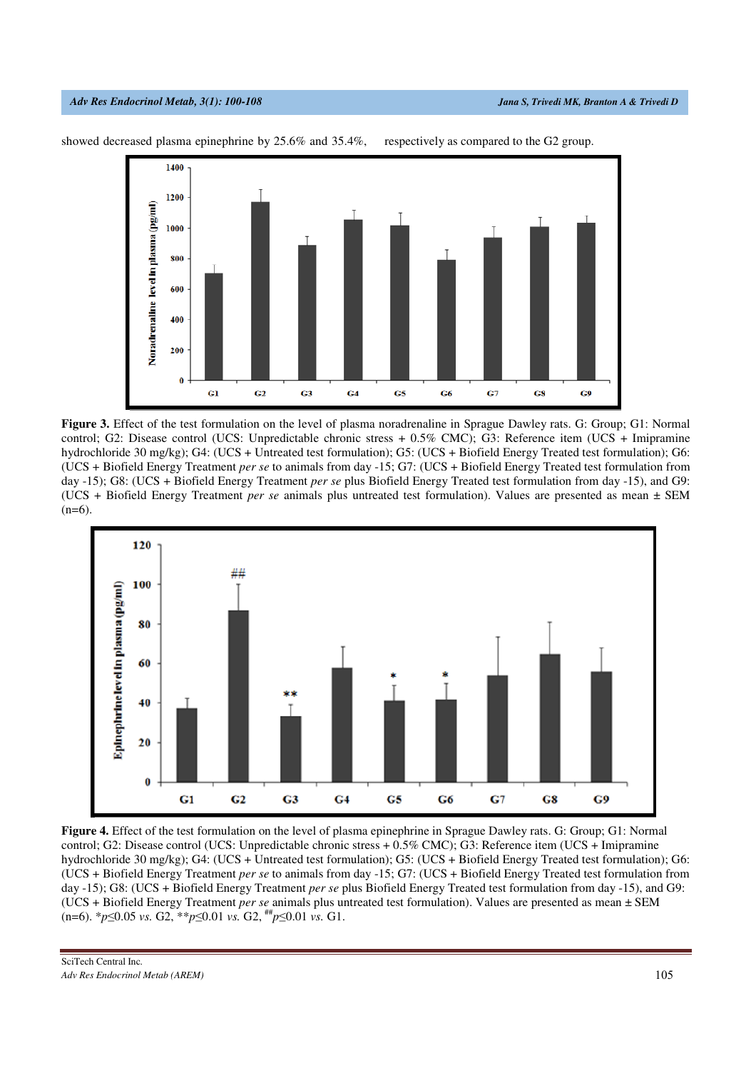showed decreased plasma epinephrine by 25.6% and 35.4%, respectively as compared to the G2 group.

**Figure 3.** Effect of the test formulation on the level of plasma noradrenaline in Sprague Dawley rats. G: Group; G1: Normal control; G2: Disease control (UCS: Unpredictable chronic stress + 0.5% CMC); G3: Reference item (UCS + Imipramine hydrochloride 30 mg/kg); G4: (UCS + Untreated test formulation); G5: (UCS + Biofield Energy Treated test formulation); G6: (UCS + Biofield Energy Treatment *per se* to animals from day -15; G7: (UCS + Biofield Energy Treated test formulation from day -15); G8: (UCS + Biofield Energy Treatment *per se* plus Biofield Energy Treated test formulation from day -15), and G9: (UCS + Biofield Energy Treatment *per se* animals plus untreated test formulation). Values are presented as mean ± SEM (n=6).

**Figure 4.** Effect of the test formulation on the level of plasma epinephrine in Sprague Dawley rats. G: Group; G1: Normal control; G2: Disease control (UCS: Unpredictable chronic stress + 0.5% CMC); G3: Reference item (UCS + Imipramine hydrochloride 30 mg/kg); G4: (UCS + Untreated test formulation); G5: (UCS + Biofield Energy Treated test formulation); G6: (UCS + Biofield Energy Treatment *per se* to animals from day -15; G7: (UCS + Biofield Energy Treated test formulation from day -15); G8: (UCS + Biofield Energy Treatment *per se* plus Biofield Energy Treated test formulation from day -15), and G9: (UCS + Biofield Energy Treatment *per se* animals plus untreated test formulation). Values are presented as mean ± SEM (n=6). *$p \le 0.05$ *vs.* G2, **$p \le 0.01$ *vs.* G2, $^{\#\#}p \le 0.01$ *vs.* G1.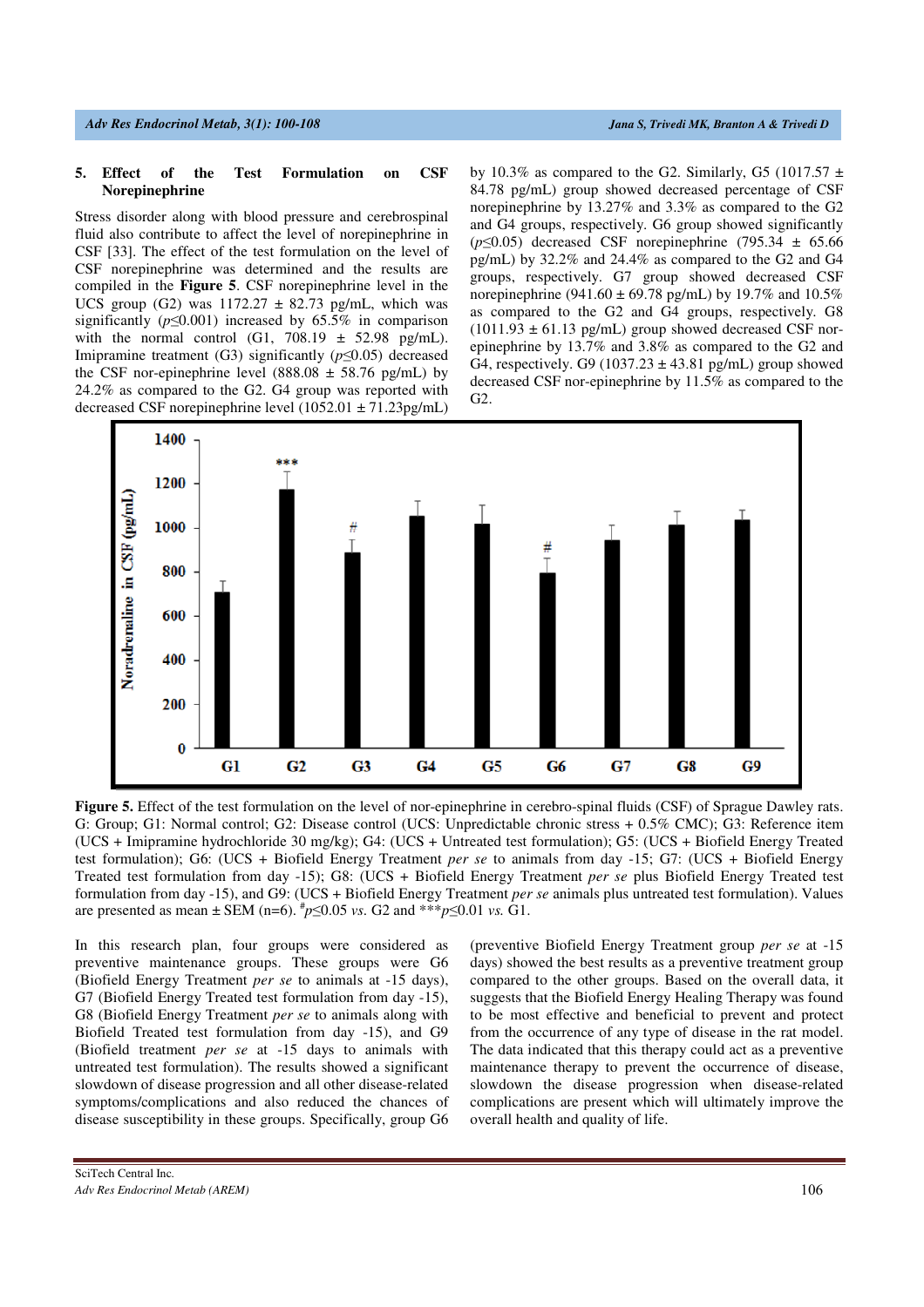## 5. Effect of the Test Formulation on CSF Norepinephrine

Stress disorder along with blood pressure and cerebrospinal fluid also contribute to affect the level of norepinephrine in CSF [33]. The effect of the test formulation on the level of CSF norepinephrine was determined and the results are compiled in the **Figure 5**. CSF norepinephrine level in the UCS group (G2) was 1172.27 ± 82.73 pg/mL, which was significantly ($p \leq 0.001$) increased by 65.5% in comparison with the normal control (G1, 708.19 ± 52.98 pg/mL). Imipramine treatment (G3) significantly ($p \leq 0.05$) decreased the CSF nor-epinephrine level (888.08 ± 58.76 pg/mL) by 24.2% as compared to the G2. G4 group was reported with decreased CSF norepinephrine level (1052.01 ± 71.23pg/mL) by 10.3% as compared to the G2. Similarly, G5 (1017.57 ± 84.78 pg/mL) group showed decreased percentage of CSF norepinephrine by 13.27% and 3.3% as compared to the G2 and G4 groups, respectively. G6 group showed significantly ($p \leq 0.05$) decreased CSF norepinephrine (795.34 ± 65.66 pg/mL) by 32.2% and 24.4% as compared to the G2 and G4 groups, respectively. G7 group showed decreased CSF norepinephrine (941.60 ± 69.78 pg/mL) by 19.7% and 10.5% as compared to the G2 and G4 groups, respectively. G8 (1011.93 ± 61.13 pg/mL) group showed decreased CSF nor-epinephrine by 13.7% and 3.8% as compared to the G2 and G4, respectively. G9 (1037.23 ± 43.81 pg/mL) group showed decreased CSF nor-epinephrine by 11.5% as compared to the G2.

**Figure 5.** Effect of the test formulation on the level of nor-epinephrine in cerebro-spinal fluids (CSF) of Sprague Dawley rats. G: Group; G1: Normal control; G2: Disease control (UCS: Unpredictable chronic stress + 0.5% CMC); G3: Reference item (UCS + Imipramine hydrochloride 30 mg/kg); G4: (UCS + Untreated test formulation); G5: (UCS + Biofield Energy Treated test formulation); G6: (UCS + Biofield Energy Treatment *per se* to animals from day -15; G7: (UCS + Biofield Energy Treated test formulation from day -15); G8: (UCS + Biofield Energy Treatment *per se* plus Biofield Energy Treated test formulation from day -15), and G9: (UCS + Biofield Energy Treatment *per se* animals plus untreated test formulation). Values are presented as mean ± SEM (n=6). $^{\#}p \leq 0.05$ *vs.* G2 and $^{***}p \leq 0.01$ *vs.* G1.

In this research plan, four groups were considered as preventive maintenance groups. These groups were G6 (Biofield Energy Treatment *per se* to animals at -15 days), G7 (Biofield Energy Treated test formulation from day -15), G8 (Biofield Energy Treatment *per se* to animals along with Biofield Treated test formulation from day -15), and G9 (Biofield treatment *per se* at -15 days to animals with untreated test formulation). The results showed a significant slowdown of disease progression and all other disease-related symptoms/complications and also reduced the chances of disease susceptibility in these groups. Specifically, group G6 (preventive Biofield Energy Treatment group *per se* at -15 days) showed the best results as a preventive treatment group compared to the other groups. Based on the overall data, it suggests that the Biofield Energy Healing Therapy was found to be most effective and beneficial to prevent and protect from the occurrence of any type of disease in the rat model. The data indicated that this therapy could act as a preventive maintenance therapy to prevent the occurrence of disease, slowdown the disease progression when disease-related complications are present which will ultimately improve the overall health and quality of life.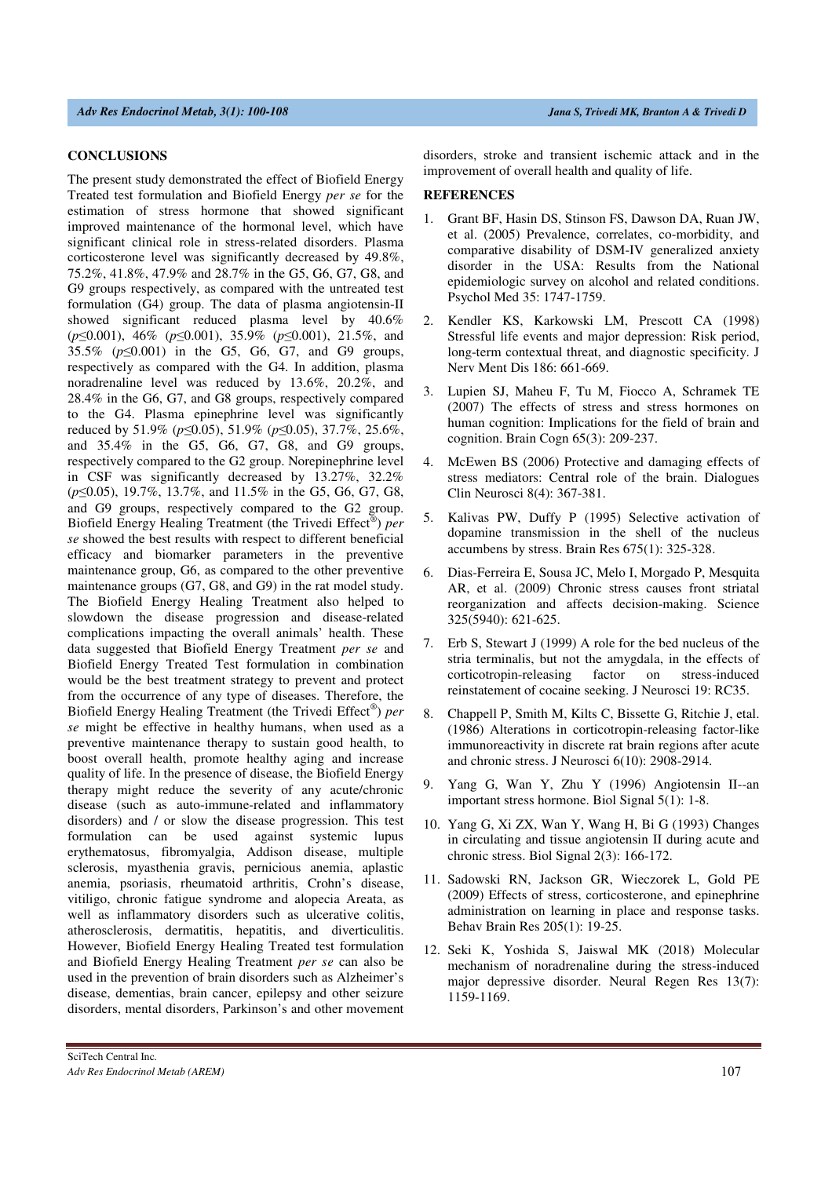## CONCLUSIONS

The present study demonstrated the effect of Biofield Energy Treated test formulation and Biofield Energy *per se* for the estimation of stress hormone that showed significant improved maintenance of the hormonal level, which have significant clinical role in stress-related disorders. Plasma corticosterone level was significantly decreased by 49.8%, 75.2%, 41.8%, 47.9% and 28.7% in the G5, G6, G7, G8, and G9 groups respectively, as compared with the untreated test formulation (G4) group. The data of plasma angiotensin-II showed significant reduced plasma level by 40.6% ($p \leq 0.001$), 46% ($p \leq 0.001$), 35.9% ($p \leq 0.001$), 21.5%, and 35.5% ($p \leq 0.001$) in the G5, G6, G7, and G9 groups, respectively as compared with the G4. In addition, plasma noradrenaline level was reduced by 13.6%, 20.2%, and 28.4% in the G6, G7, and G8 groups, respectively compared to the G4. Plasma epinephrine level was significantly reduced by 51.9% ($p \leq 0.05$), 51.9% ($p \leq 0.05$), 37.7%, 25.6%, and 35.4% in the G5, G6, G7, G8, and G9 groups, respectively compared to the G2 group. Norepinephrine level in CSF was significantly decreased by 13.27%, 32.2% ($p \leq 0.05$), 19.7%, 13.7%, and 11.5% in the G5, G6, G7, G8, and G9 groups, respectively compared to the G2 group. Biofield Energy Healing Treatment (the Trivedi Effect®) *per se* showed the best results with respect to different beneficial efficacy and biomarker parameters in the preventive maintenance group, G6, as compared to the other preventive maintenance groups (G7, G8, and G9) in the rat model study. The Biofield Energy Healing Treatment also helped to slowdown the disease progression and disease-related complications impacting the overall animals' health. These data suggested that Biofield Energy Treatment *per se* and Biofield Energy Treated Test formulation in combination would be the best treatment strategy to prevent and protect from the occurrence of any type of diseases. Therefore, the Biofield Energy Healing Treatment (the Trivedi Effect®) *per se* might be effective in healthy humans, when used as a preventive maintenance therapy to sustain good health, to boost overall health, promote healthy aging and increase quality of life. In the presence of disease, the Biofield Energy therapy might reduce the severity of any acute/chronic disease (such as auto-immune-related and inflammatory disorders) and / or slow the disease progression. This test formulation can be used against systemic lupus erythematosus, fibromyalgia, Addison disease, multiple sclerosis, myasthenia gravis, pernicious anemia, aplastic anemia, psoriasis, rheumatoid arthritis, Crohn's disease, vitiligo, chronic fatigue syndrome and alopecia Areata, as well as inflammatory disorders such as ulcerative colitis, atherosclerosis, dermatitis, hepatitis, and diverticulitis. However, Biofield Energy Healing Treated test formulation and Biofield Energy Healing Treatment *per se* can also be used in the prevention of brain disorders such as Alzheimer's disease, dementias, brain cancer, epilepsy and other seizure disorders, mental disorders, Parkinson's and other movement disorders, stroke and transient ischemic attack and in the improvement of overall health and quality of life.

## REFERENCES

1. Grant BF, Hasin DS, Stinson FS, Dawson DA, Ruan JW, et al. (2005) Prevalence, correlates, co-morbidity, and comparative disability of DSM-IV generalized anxiety disorder in the USA: Results from the National epidemiologic survey on alcohol and related conditions. Psychol Med 35: 1747-1759.
2. Kendler KS, Karkowski LM, Prescott CA (1998) Stressful life events and major depression: Risk period, long-term contextual threat, and diagnostic specificity. J Nerv Ment Dis 186: 661-669.
3. Lupien SJ, Maheu F, Tu M, Fiocco A, Schramek TE (2007) The effects of stress and stress hormones on human cognition: Implications for the field of brain and cognition. Brain Cogn 65(3): 209-237.
4. McEwen BS (2006) Protective and damaging effects of stress mediators: Central role of the brain. Dialogues Clin Neurosci 8(4): 367-381.
5. Kalivas PW, Duffy P (1995) Selective activation of dopamine transmission in the shell of the nucleus accumbens by stress. Brain Res 675(1): 325-328.
6. Dias-Ferreira E, Sousa JC, Melo I, Morgado P, Mesquita AR, et al. (2009) Chronic stress causes front striatal reorganization and affects decision-making. Science 325(5940): 621-625.
7. Erb S, Stewart J (1999) A role for the bed nucleus of the stria terminalis, but not the amygdala, in the effects of corticotropin-releasing factor on stress-induced reinstatement of cocaine seeking. J Neurosci 19: RC35.
8. Chappell P, Smith M, Kilts C, Bissette G, Ritchie J, etal. (1986) Alterations in corticotropin-releasing factor-like immunoreactivity in discrete rat brain regions after acute and chronic stress. J Neurosci 6(10): 2908-2914.
9. Yang G, Wan Y, Zhu Y (1996) Angiotensin II--an important stress hormone. Biol Signal 5(1): 1-8.
10. Yang G, Xi ZX, Wan Y, Wang H, Bi G (1993) Changes in circulating and tissue angiotensin II during acute and chronic stress. Biol Signal 2(3): 166-172.
11. Sadowski RN, Jackson GR, Wieczorek L, Gold PE (2009) Effects of stress, corticosterone, and epinephrine administration on learning in place and response tasks. Behav Brain Res 205(1): 19-25.
12. Seki K, Yoshida S, Jaiswal MK (2018) Molecular mechanism of noradrenaline during the stress-induced major depressive disorder. Neural Regen Res 13(7): 1159-1169.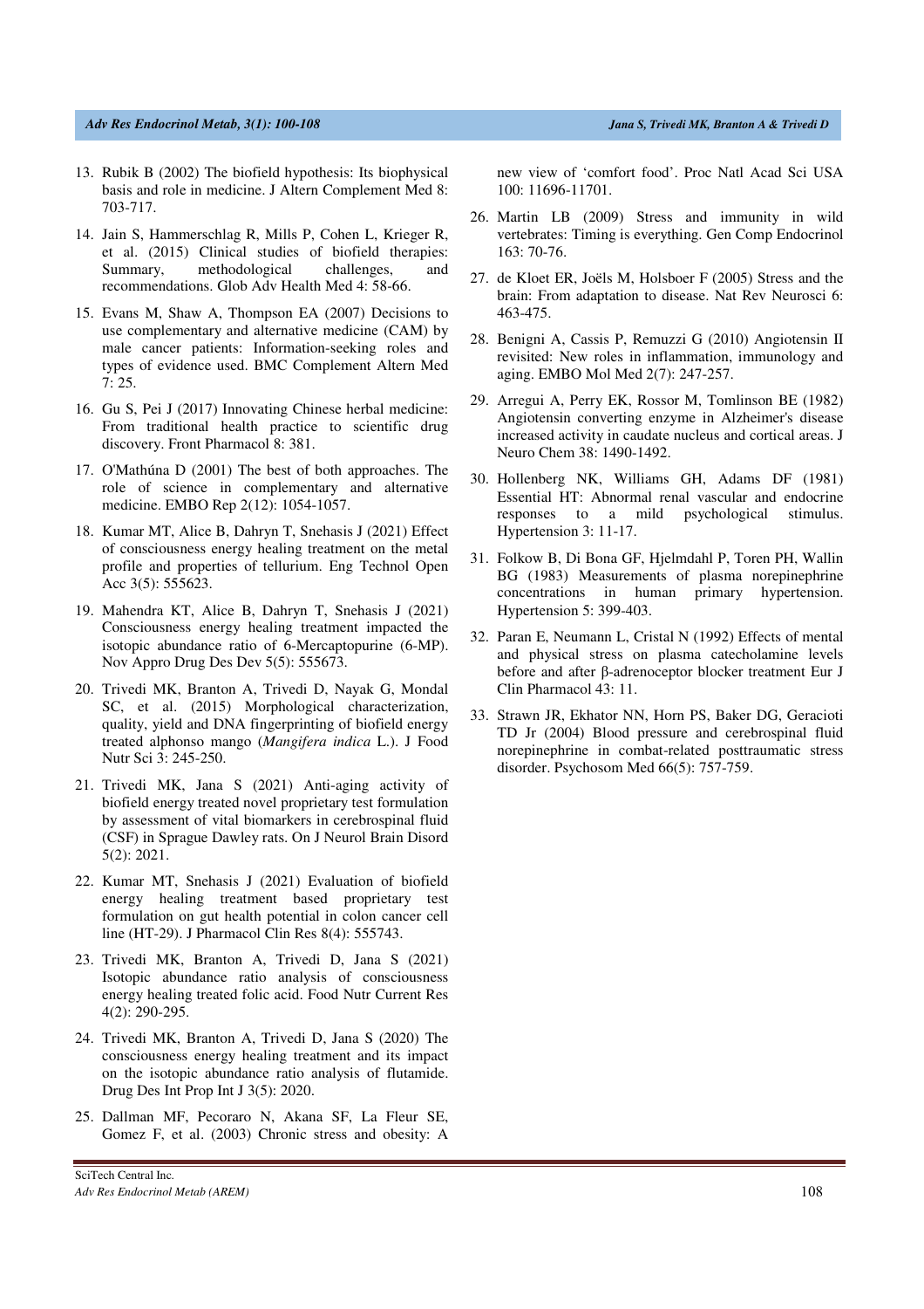13. Rubik B (2002) The biofield hypothesis: Its biophysical basis and role in medicine. J Altern Complement Med 8: 703-717.

14. Jain S, Hammerschlag R, Mills P, Cohen L, Krieger R, et al. (2015) Clinical studies of biofield therapies: Summary, methodological challenges, and recommendations. Glob Adv Health Med 4: 58-66.

15. Evans M, Shaw A, Thompson EA (2007) Decisions to use complementary and alternative medicine (CAM) by male cancer patients: Information-seeking roles and types of evidence used. BMC Complement Altern Med 7: 25.

16. Gu S, Pei J (2017) Innovating Chinese herbal medicine: From traditional health practice to scientific drug discovery. Front Pharmacol 8: 381.

17. O'Mathúna D (2001) The best of both approaches. The role of science in complementary and alternative medicine. EMBO Rep 2(12): 1054-1057.

18. Kumar MT, Alice B, Dahryn T, Snehasis J (2021) Effect of consciousness energy healing treatment on the metal profile and properties of tellurium. Eng Technol Open Acc 3(5): 555623.

19. Mahendra KT, Alice B, Dahryn T, Snehasis J (2021) Consciousness energy healing treatment impacted the isotopic abundance ratio of 6-Mercaptopurine (6-MP). Nov Appro Drug Des Dev 5(5): 555673.

20. Trivedi MK, Branton A, Trivedi D, Nayak G, Mondal SC, et al. (2015) Morphological characterization, quality, yield and DNA fingerprinting of biofield energy treated alphonso mango (*Mangifera indica* L.). J Food Nutr Sci 3: 245-250.

21. Trivedi MK, Jana S (2021) Anti-aging activity of biofield energy treated novel proprietary test formulation by assessment of vital biomarkers in cerebrospinal fluid (CSF) in Sprague Dawley rats. On J Neurol Brain Disord 5(2): 2021.

22. Kumar MT, Snehasis J (2021) Evaluation of biofield energy healing treatment based proprietary test formulation on gut health potential in colon cancer cell line (HT-29). J Pharmacol Clin Res 8(4): 555743.

23. Trivedi MK, Branton A, Trivedi D, Jana S (2021) Isotopic abundance ratio analysis of consciousness energy healing treated folic acid. Food Nutr Current Res 4(2): 290-295.

24. Trivedi MK, Branton A, Trivedi D, Jana S (2020) The consciousness energy healing treatment and its impact on the isotopic abundance ratio analysis of flutamide. Drug Des Int Prop Int J 3(5): 2020.

25. Dallman MF, Pecoraro N, Akana SF, La Fleur SE, Gomez F, et al. (2003) Chronic stress and obesity: A new view of 'comfort food'. Proc Natl Acad Sci USA 100: 11696-11701.

26. Martin LB (2009) Stress and immunity in wild vertebrates: Timing is everything. Gen Comp Endocrinol 163: 70-76.

27. de Kloet ER, Joëls M, Holsboer F (2005) Stress and the brain: From adaptation to disease. Nat Rev Neurosci 6: 463-475.

28. Benigni A, Cassis P, Remuzzi G (2010) Angiotensin II revisited: New roles in inflammation, immunology and aging. EMBO Mol Med 2(7): 247-257.

29. Arregui A, Perry EK, Rossor M, Tomlinson BE (1982) Angiotensin converting enzyme in Alzheimer's disease increased activity in caudate nucleus and cortical areas. J Neuro Chem 38: 1490-1492.

30. Hollenberg NK, Williams GH, Adams DF (1981) Essential HT: Abnormal renal vascular and endocrine responses to a mild psychological stimulus. Hypertension 3: 11-17.

31. Folkow B, Di Bona GF, Hjelmdahl P, Toren PH, Wallin BG (1983) Measurements of plasma norepinephrine concentrations in human primary hypertension. Hypertension 5: 399-403.

32. Paran E, Neumann L, Cristal N (1992) Effects of mental and physical stress on plasma catecholamine levels before and after β-adrenoceptor blocker treatment Eur J Clin Pharmacol 43: 11.

33. Strawn JR, Ekhator NN, Horn PS, Baker DG, Geracioti TD Jr (2004) Blood pressure and cerebrospinal fluid norepinephrine in combat-related posttraumatic stress disorder. Psychosom Med 66(5): 757-759.